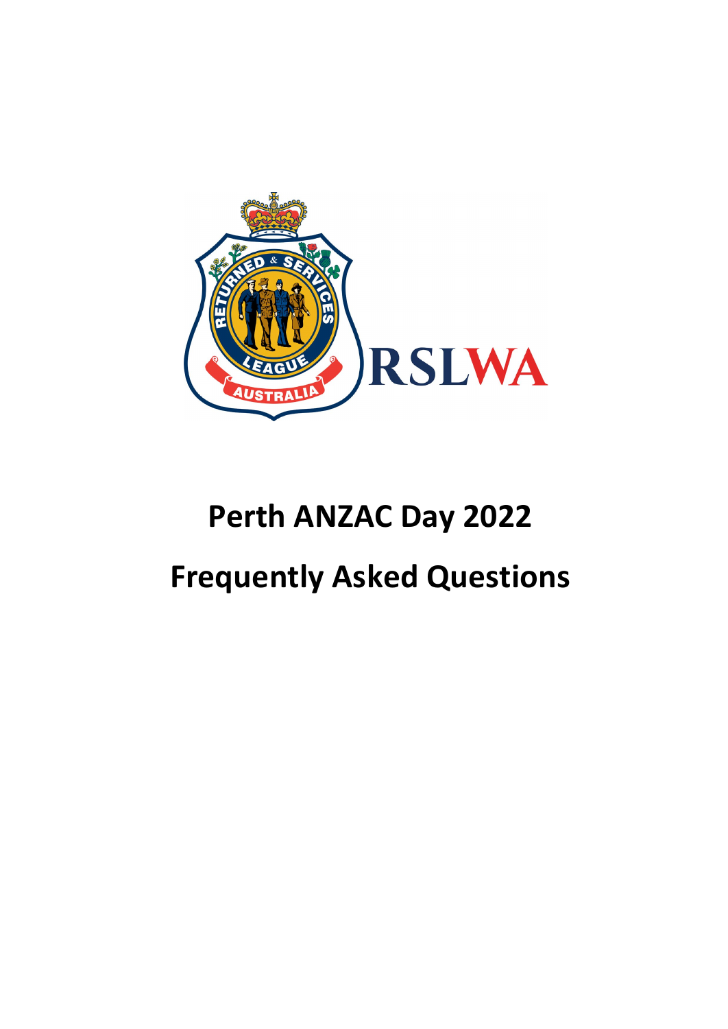RSLWA

# Perth ANZAC Day 2022

# Frequently Asked Questions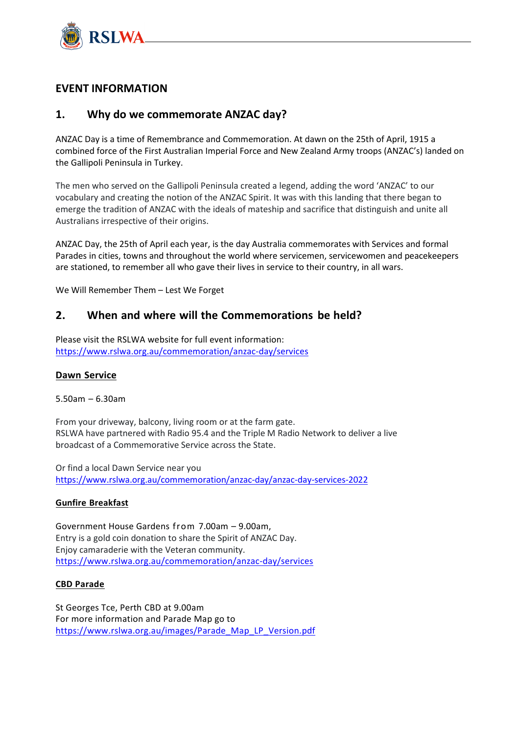## EVENT INFORMATION

## 1. Why do we commemorate ANZAC day?

ANZAC Day is a time of Remembrance and Commemoration. At dawn on the 25th of April, 1915 a combined force of the First Australian Imperial Force and New Zealand Army troops (ANZAC's) landed on the Gallipoli Peninsula in Turkey.

The men who served on the Gallipoli Peninsula created a legend, adding the word 'ANZAC' to our vocabulary and creating the notion of the ANZAC Spirit. It was with this landing that there began to emerge the tradition of ANZAC with the ideals of mateship and sacrifice that distinguish and unite all Australians irrespective of their origins.

ANZAC Day, the 25th of April each year, is the day Australia commemorates with Services and formal Parades in cities, towns and throughout the world where servicemen, servicewomen and peacekeepers are stationed, to remember all who gave their lives in service to their country, in all wars.

We Will Remember Them – Lest We Forget

## 2. When and where will the Commemorations be held?

Please visit the RSLWA website for full event information:
https://www.rslwa.org.au/commemoration/anzac-day/services

### Dawn Service

5.50am – 6.30am

From your driveway, balcony, living room or at the farm gate.
RSLWA have partnered with Radio 95.4 and the Triple M Radio Network to deliver a live broadcast of a Commemorative Service across the State.

Or find a local Dawn Service near you
https://www.rslwa.org.au/commemoration/anzac-day/anzac-day-services-2022

### Gunfire Breakfast

Government House Gardens from 7.00am – 9.00am,
Entry is a gold coin donation to share the Spirit of ANZAC Day.
Enjoy camaraderie with the Veteran community.
https://www.rslwa.org.au/commemoration/anzac-day/services

### CBD Parade

St Georges Tce, Perth CBD at 9.00am
For more information and Parade Map go to
https://www.rslwa.org.au/images/Parade_Map_LP_Version.pdf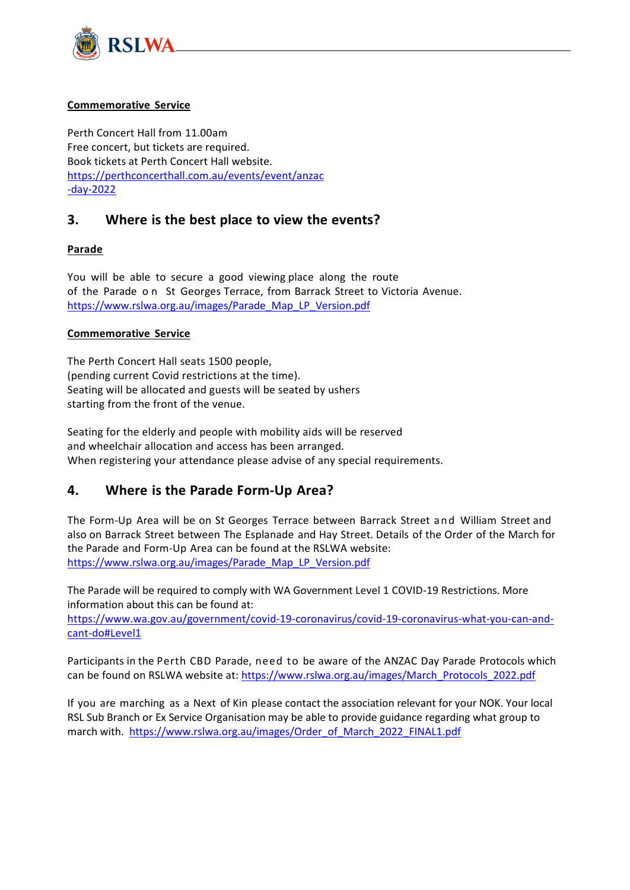**Commemorative Service**

Perth Concert Hall from 11.00am
Free concert, but tickets are required.
Book tickets at Perth Concert Hall website.
https://perthconcerthall.com.au/events/event/anzac-day-2022

## 3. Where is the best place to view the events?

**Parade**

You will be able to secure a good viewing place along the route of the Parade on St Georges Terrace, from Barrack Street to Victoria Avenue.
https://www.rslwa.org.au/images/Parade_Map_LP_Version.pdf

**Commemorative Service**

The Perth Concert Hall seats 1500 people,
(pending current Covid restrictions at the time).
Seating will be allocated and guests will be seated by ushers starting from the front of the venue.

Seating for the elderly and people with mobility aids will be reserved and wheelchair allocation and access has been arranged.
When registering your attendance please advise of any special requirements.

## 4. Where is the Parade Form-Up Area?

The Form-Up Area will be on St Georges Terrace between Barrack Street and William Street and also on Barrack Street between The Esplanade and Hay Street. Details of the Order of the March for the Parade and Form-Up Area can be found at the RSLWA website:
https://www.rslwa.org.au/images/Parade_Map_LP_Version.pdf

The Parade will be required to comply with WA Government Level 1 COVID-19 Restrictions. More information about this can be found at:
https://www.wa.gov.au/government/covid-19-coronavirus/covid-19-coronavirus-what-you-can-and-cant-do#Level1

Participants in the Perth CBD Parade, need to be aware of the ANZAC Day Parade Protocols which can be found on RSLWA website at: https://www.rslwa.org.au/images/March_Protocols_2022.pdf

If you are marching as a Next of Kin please contact the association relevant for your NOK. Your local RSL Sub Branch or Ex Service Organisation may be able to provide guidance regarding what group to march with. https://www.rslwa.org.au/images/Order_of_March_2022_FINAL1.pdf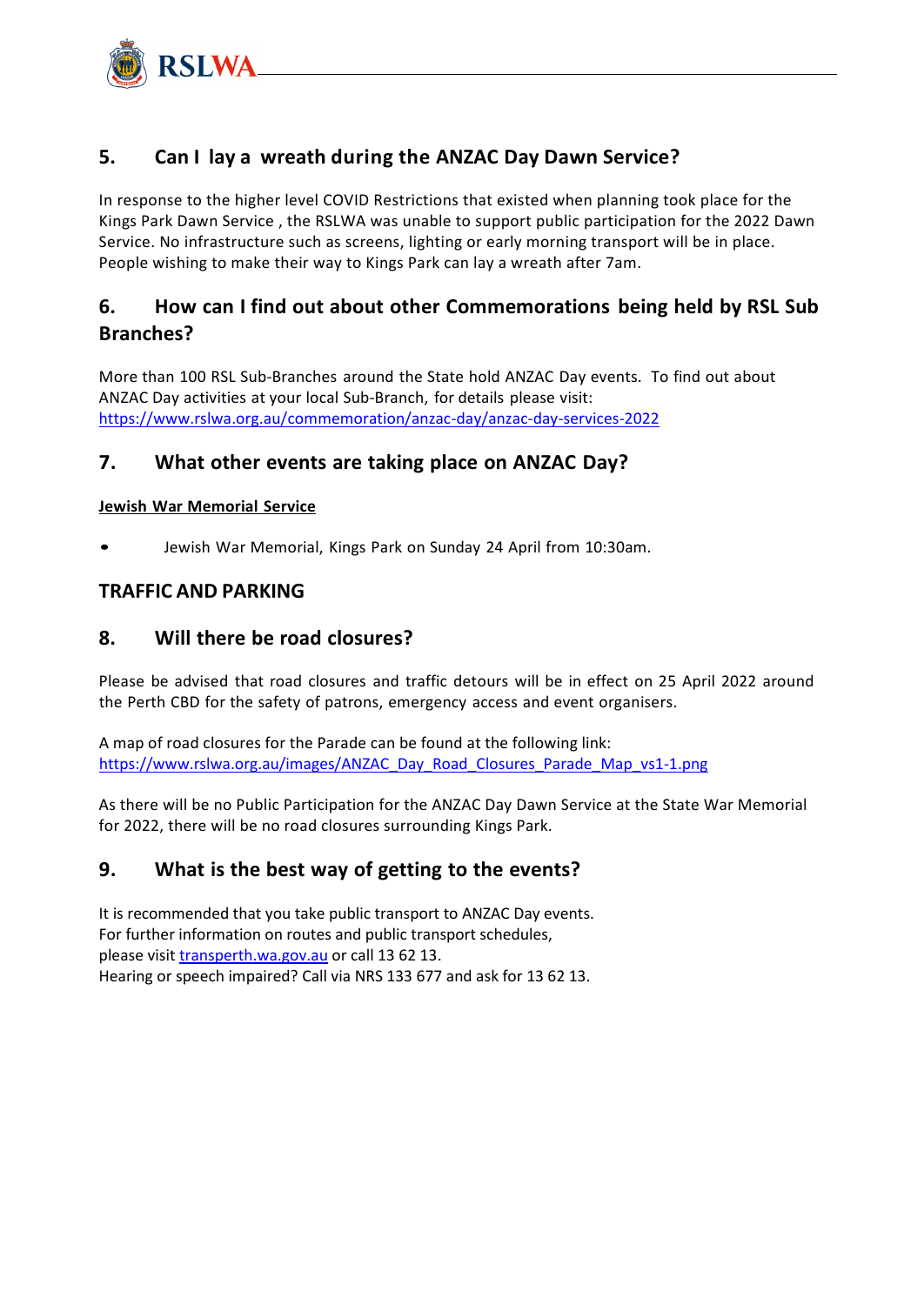## 5. Can I lay a wreath during the ANZAC Day Dawn Service?

In response to the higher level COVID Restrictions that existed when planning took place for the Kings Park Dawn Service , the RSLWA was unable to support public participation for the 2022 Dawn Service. No infrastructure such as screens, lighting or early morning transport will be in place. People wishing to make their way to Kings Park can lay a wreath after 7am.

## 6. How can I find out about other Commemorations being held by RSL Sub Branches?

More than 100 RSL Sub-Branches around the State hold ANZAC Day events. To find out about ANZAC Day activities at your local Sub-Branch, for details please visit: https://www.rslwa.org.au/commemoration/anzac-day/anzac-day-services-2022

## 7. What other events are taking place on ANZAC Day?

**Jewish War Memorial Service**

- Jewish War Memorial, Kings Park on Sunday 24 April from 10:30am.

## TRAFFIC AND PARKING

## 8. Will there be road closures?

Please be advised that road closures and traffic detours will be in effect on 25 April 2022 around the Perth CBD for the safety of patrons, emergency access and event organisers.

A map of road closures for the Parade can be found at the following link: https://www.rslwa.org.au/images/ANZAC_Day_Road_Closures_Parade_Map_vs1-1.png

As there will be no Public Participation for the ANZAC Day Dawn Service at the State War Memorial for 2022, there will be no road closures surrounding Kings Park.

## 9. What is the best way of getting to the events?

It is recommended that you take public transport to ANZAC Day events.
For further information on routes and public transport schedules, please visit transperth.wa.gov.au or call 13 62 13.
Hearing or speech impaired? Call via NRS 133 677 and ask for 13 62 13.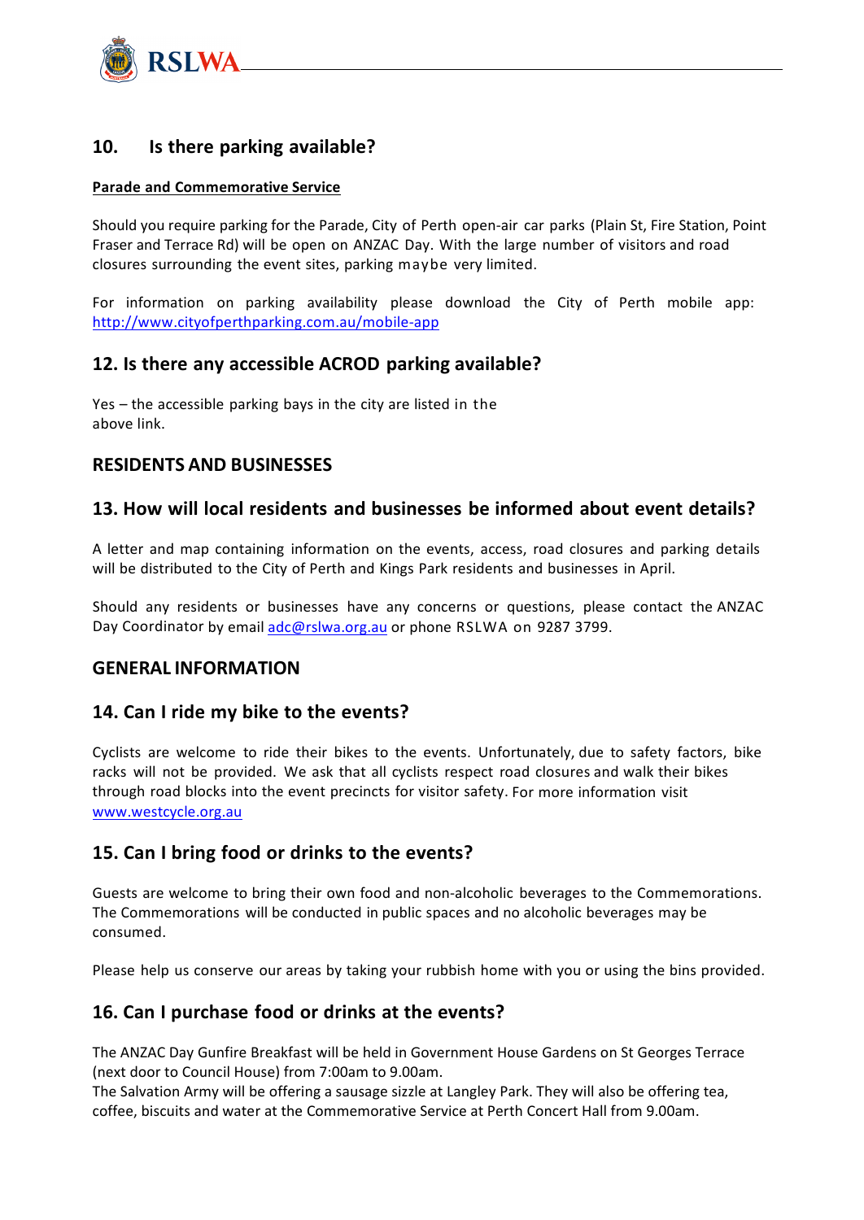## 10. Is there parking available?

**Parade and Commemorative Service**

Should you require parking for the Parade, City of Perth open-air car parks (Plain St, Fire Station, Point Fraser and Terrace Rd) will be open on ANZAC Day. With the large number of visitors and road closures surrounding the event sites, parking maybe very limited.

For information on parking availability please download the City of Perth mobile app: http://www.cityofperthparking.com.au/mobile-app

## 12. Is there any accessible ACROD parking available?

Yes – the accessible parking bays in the city are listed in the above link.

## RESIDENTS AND BUSINESSES

## 13. How will local residents and businesses be informed about event details?

A letter and map containing information on the events, access, road closures and parking details will be distributed to the City of Perth and Kings Park residents and businesses in April.

Should any residents or businesses have any concerns or questions, please contact the ANZAC Day Coordinator by email adc@rslwa.org.au or phone RSLWA on 9287 3799.

## GENERAL INFORMATION

## 14. Can I ride my bike to the events?

Cyclists are welcome to ride their bikes to the events. Unfortunately, due to safety factors, bike racks will not be provided. We ask that all cyclists respect road closures and walk their bikes through road blocks into the event precincts for visitor safety. For more information visit www.westcycle.org.au

## 15. Can I bring food or drinks to the events?

Guests are welcome to bring their own food and non-alcoholic beverages to the Commemorations. The Commemorations will be conducted in public spaces and no alcoholic beverages may be consumed.

Please help us conserve our areas by taking your rubbish home with you or using the bins provided.

## 16. Can I purchase food or drinks at the events?

The ANZAC Day Gunfire Breakfast will be held in Government House Gardens on St Georges Terrace (next door to Council House) from 7:00am to 9.00am.
The Salvation Army will be offering a sausage sizzle at Langley Park. They will also be offering tea, coffee, biscuits and water at the Commemorative Service at Perth Concert Hall from 9.00am.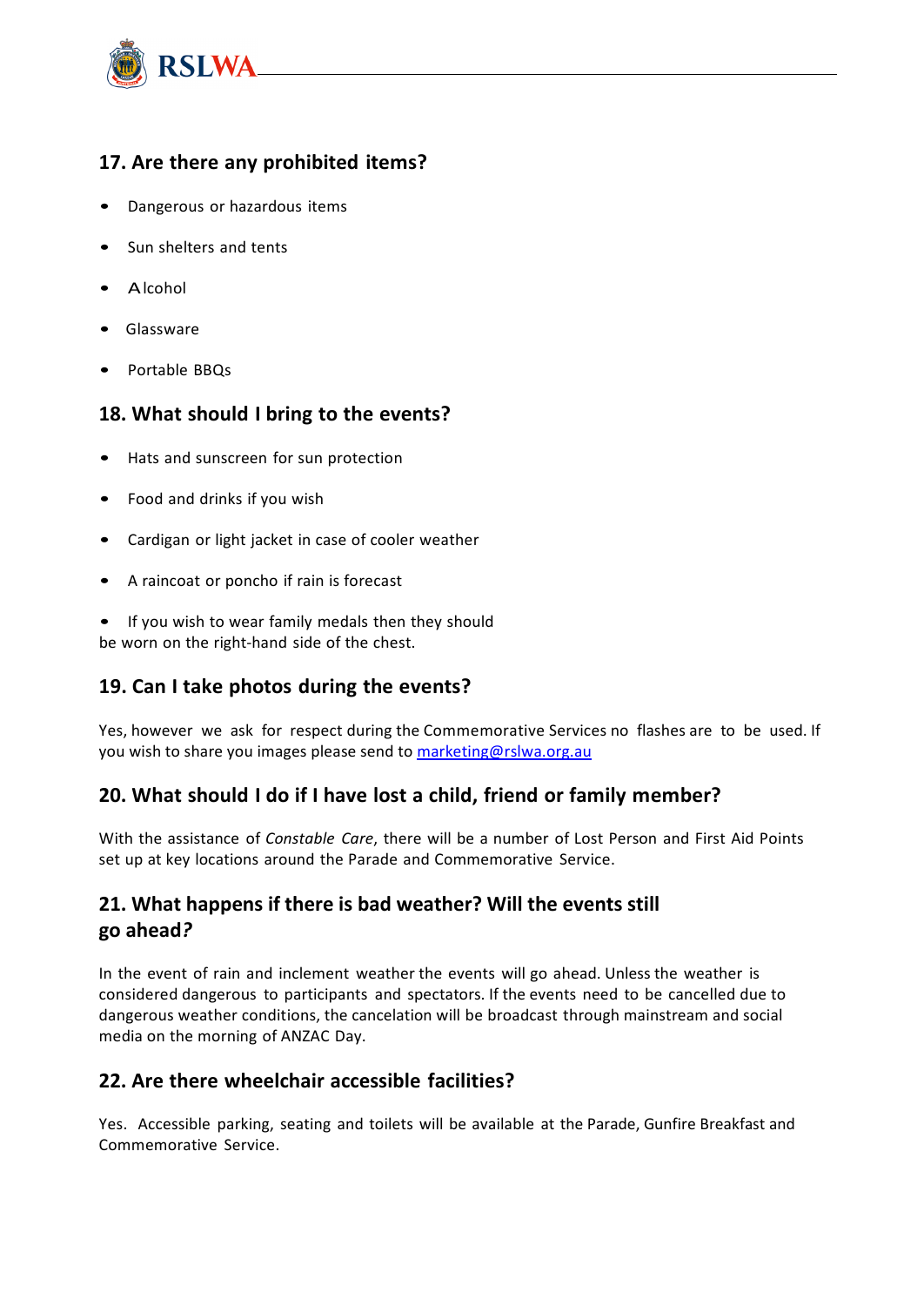## 17. Are there any prohibited items?

- Dangerous or hazardous items
- Sun shelters and tents
- Alcohol
- Glassware
- Portable BBQs

## 18. What should I bring to the events?

- Hats and sunscreen for sun protection
- Food and drinks if you wish
- Cardigan or light jacket in case of cooler weather
- A raincoat or poncho if rain is forecast
- If you wish to wear family medals then they should be worn on the right-hand side of the chest.

## 19. Can I take photos during the events?

Yes, however we ask for respect during the Commemorative Services no flashes are to be used. If you wish to share you images please send to [marketing@rslwa.org.au](mailto:marketing@rslwa.org.au)

## 20. What should I do if I have lost a child, friend or family member?

With the assistance of *Constable Care*, there will be a number of Lost Person and First Aid Points set up at key locations around the Parade and Commemorative Service.

## 21. What happens if there is bad weather? Will the events still go ahead?

In the event of rain and inclement weather the events will go ahead. Unless the weather is considered dangerous to participants and spectators. If the events need to be cancelled due to dangerous weather conditions, the cancelation will be broadcast through mainstream and social media on the morning of ANZAC Day.

## 22. Are there wheelchair accessible facilities?

Yes. Accessible parking, seating and toilets will be available at the Parade, Gunfire Breakfast and Commemorative Service.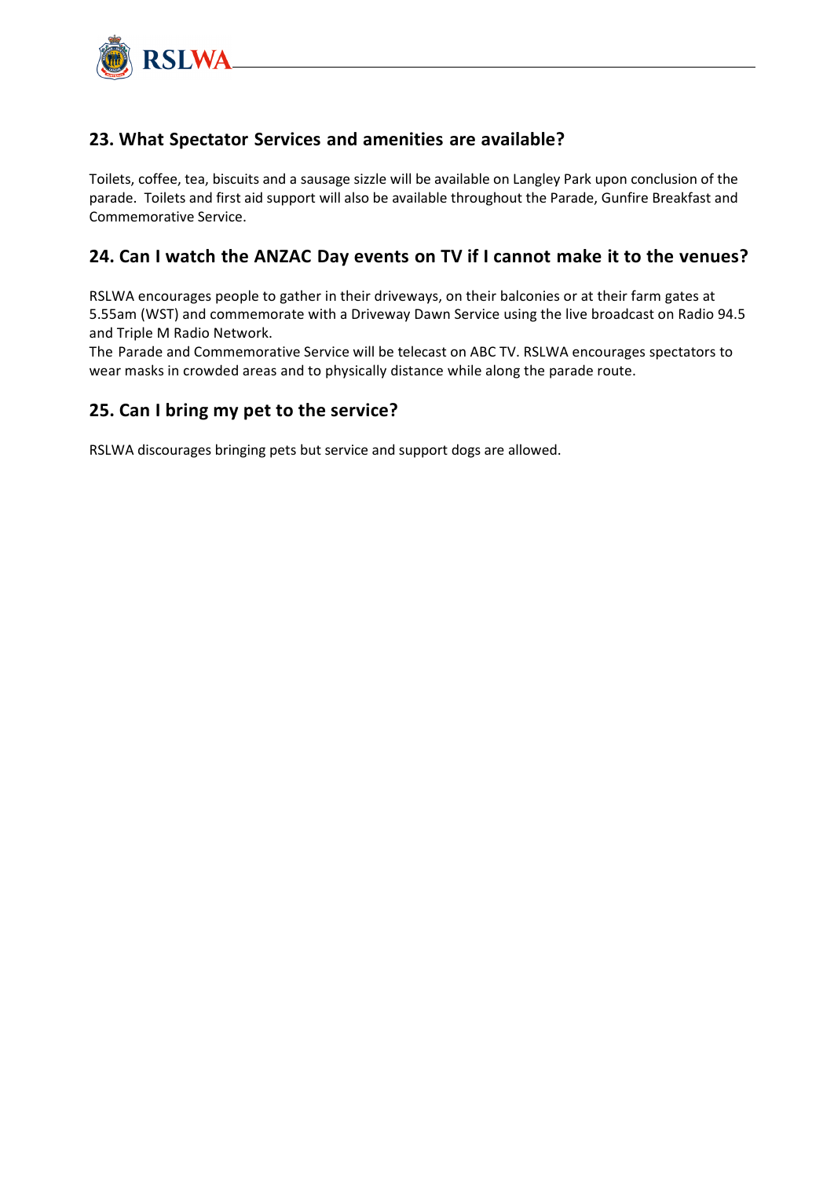## 23. What Spectator Services and amenities are available?

Toilets, coffee, tea, biscuits and a sausage sizzle will be available on Langley Park upon conclusion of the parade. Toilets and first aid support will also be available throughout the Parade, Gunfire Breakfast and Commemorative Service.

## 24. Can I watch the ANZAC Day events on TV if I cannot make it to the venues?

RSLWA encourages people to gather in their driveways, on their balconies or at their farm gates at 5.55am (WST) and commemorate with a Driveway Dawn Service using the live broadcast on Radio 94.5 and Triple M Radio Network.

The Parade and Commemorative Service will be telecast on ABC TV. RSLWA encourages spectators to wear masks in crowded areas and to physically distance while along the parade route.

## 25. Can I bring my pet to the service?

RSLWA discourages bringing pets but service and support dogs are allowed.